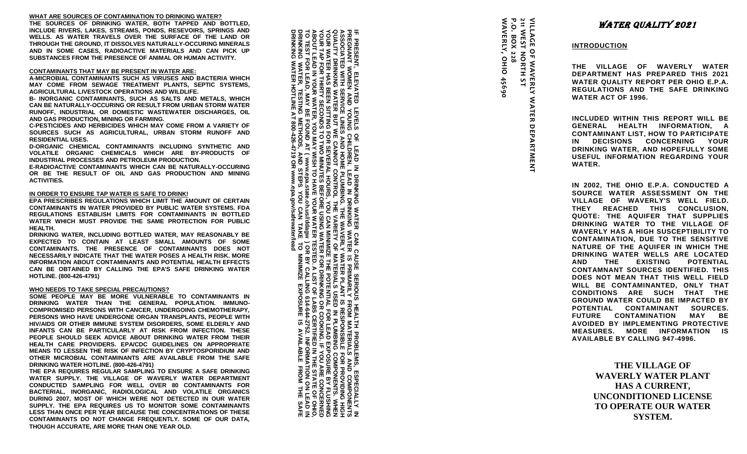**WHAT ARE SOURCES OF CONTAMINATION TO DRINKING WATER?**

THE SOURCES OF DRINKING WATER, BOTH TAPPED AND BOTTLED, INCLUDE RIVERS, LAKES, STREAMS, PONDS, RESEVOIRS, SPRINGS AND WELLS. AS WATER TRAVELS OVER THE SURFACE OF THE LAND OR THROUGH THE GROUND, IT DISSOLVES NATURALLY-OCCURING MINERALS AND IN SOME CASES, RADIOACTIVE MATERIALS AND CAN PICK UP SUBSTANCES FROM THE PRESENCE OF ANIMAL OR HUMAN ACTIVITY.

**CONTAMINANTS THAT MAY BE PRESENT IN WATER ARE:**

A-MICROBIAL CONTAMINANTS SUCH AS VIRUSES AND BACTERIA WHICH MAY COME FROM SEWAGE TREATMENT PLANTS, SEPTIC SYSTEMS, AGRICULTURAL LIVESTOCK OPERATIONS AND WILDLIFE.

B- INORGANIC CONTAMINANTS, SUCH AS SALTS AND METALS, WHICH CAN BE NATURALLY-OCCURING OR RESULT FROM URBAN STORM WATER RUNOFF, INDUSTRIAL OR DOMESTIC WASTEWATER DISCHARGES, OIL AND GAS PRODUCTION, MINING OR FARMING.

C-PESTICIDES AND HERBICIDES WHICH MAY COME FROM A VARIETY OF SOURCES SUCH AS AGRICULTURAL, URBAN STORM RUNOFF AND RESIDENTIAL USES.

D-ORGANIC CHEMICAL CONTAMINANTS INCLUDING SYNTHETIC AND VOLATILE ORGANIC CHEMICALS WHICH ARE BY-PRODUCTS OF INDUSTRIAL PROCESSES AND PETROLEUM PRODUCTION.

E-RADIOACTIVE CONTAMINANTS WHICH CAN BE NATURALLY-OCCURING OR BE THE RESULT OF OIL AND GAS PRODUCTION AND MINING ACTIVITIES.

**IN ORDER TO ENSURE TAP WATER IS SAFE TO DRINK!**

EPA PRESCRIBES REGULATIONS WHICH LIMIT THE AMOUNT OF CERTAIN CONTAMINANTS IN WATER PROVIDED BY PUBLIC WATER SYSTEMS. FDA REGULATIONS ESTABLISH LIMITS FOR CONTAMINANTS IN BOTTLED WATER WHICH MUST PROVIDE THE SAME PROTECTION FOR PUBLIC HEALTH.

DRINKING WATER, INCLUDING BOTTLED WATER, MAY REASONABLY BE EXPECTED TO CONTAIN AT LEAST SMALL AMOUNTS OF SOME CONTAMINANTS. THE PRESENCE OF CONTAMINANTS DOES NOT NECESSARILY INDICATE THAT THE WATER POSES A HEALTH RISK. MORE INFORMATION ABOUT CONTAMINANTS AND POTENTIAL HEALTH EFFECTS CAN BE OBTAINED BY CALLING THE EPA'S SAFE DRINKING WATER HOTLINE. (800-426-4791)

**WHO NEEDS TO TAKE SPECIAL PRECAUTIONS?**

SOME PEOPLE MAY BE MORE VULNERABLE TO CONTAMINANTS IN DRINKING WATER THAN THE GENERAL POPULATION. IMMUNO-COMPROMISED PERSONS WITH CANCER, UNDERGOING CHEMOTHERAPY, PERSONS WHO HAVE UNDERGONE ORGAN TRANSPLANTS, PEOPLE WITH HIV/AIDS OR OTHER IMMUNE SYSTEM DISORDERS, SOME ELDERLY AND INFANTS CAN BE PARTICULARLY AT RISK FROM INFECTION. THESE PEOPLE SHOULD SEEK ADVICE ABOUT DRINKING WATER FROM THEIR HEALTH CARE PROVIDERS. EPA/CDC GUIDELINES ON APPROPRIATE MEANS TO LESSEN THE RISK OF INFECTION BY CRYPTOSPORIDIUM AND OTHER MICROBIAL CONTAMINANTS ARE AVAILABLE FROM THE SAFE DRINKING WATER HOTLINE. (800-426-4791)

THE EPA REQUIRES REGULAR SAMPLING TO ENSURE A SAFE DRINKING WATER SUPPLY. THE VILLAGE OF WAVERLY WATER DEPARTMENT CONDUCTED SAMPLING FOR WELL OVER 80 CONTAMINANTS FOR BACTERIAL, INORGANIC, RADIOLOGICAL AND VOLATILE ORGANICS DURING 2007, MOST OF WHICH WERE NOT DETECTED IN OUR WATER SUPPLY. THE EPA REQUIRES US TO MONITOR SOME CONTAMINANTS LESS THAN ONCE PER YEAR BECAUSE THE CONCENTRATIONS OF THESE CONTAMINANTS DO NOT CHANGE FREQUENTLY. SOME OF OUR DATA, THOUGH ACCURATE, ARE MORE THAN ONE YEAR OLD.

IF PRESENT, ELEVATED LEVELS OF LEAD IN DRINKING WATER CAN CAUSE SERIOUS HEALTH PROBLEMS, ESPECIALLY IN PREGNANT WOMEN AND YOUNG CHILDREN. LEAD IN DRINKING WATER IS PRIMARILY FROM MATERIALS AND COMPONENTS ASSOCIATED WITH SERVICE LINES AND HOME PLUMBING. THE WAVERLY WATER PLANT IS RESPONSIBLE FOR PROVIDING HIGH QUALITY DRINKING WATER BUT WE CANNOT CONTROL THE VARIETY OF MATERIALS USED IN PLUMBING COMPONENTS. WHEN YOUR WATER HAS BEEN SITTING FOR SEVERAL HOURS, YOU CAN MINIMIZE THE POTENTIAL FOR LEAD EXPOSURE BY FLUSHING YOUR TAP FOR THIRTY SECONDS TO TWO MINUTES BEFORE USING WATER FOR DRINKING OR COOKING. IF YOU ARE CONCERNED ABOUT LEAD IN YOUR WATER, YOU MAY WISH TO HAVE YOUR WATER TESTED. A LIST OF LABS CERTIFIED IN THE STATE OF OHIO, TO TEST FOR LEAD, MAY BE FOUND AT ( www.epa.state.oh.us/ddagw ) OR BY CALLING 614-644-2752. INFORMATION ON LEAD IN DRINKING WATER, TESTING METHODS, AND STEPS YOU CAN TAKE TO MINIMIZE EXPOSURE IS AVAILABLE FROM THE SAFE DRINKING WATER HOTLINE AT 800-426-4719 OR www.epa.gov/safewater/lead

VILLAGE OF WAVERLY WATER DEPARTMENT
211 WEST NORTH ST
P.O. BOX 228
WAVERLY, OHIO 45690

# WATER QUALITY 2021

**INTRODUCTION**

THE VILLAGE OF WAVERLY WATER DEPARTMENT HAS PREPARED THIS 2021 WATER QUALITY REPORT PER OHIO E.P.A. REGULATIONS AND THE SAFE DRINKING WATER ACT OF 1996.

INCLUDED WITHIN THIS REPORT WILL BE GENERAL HEALTH INFORMATION, A CONTAMINANT LIST, HOW TO PARTICIPATE IN DECISIONS CONCERNING YOUR DRINKING WATER, AND HOPEFULLY SOME USEFUL INFORMATION REGARDING YOUR WATER.

IN 2002, THE OHIO E.P.A. CONDUCTED A SOURCE WATER ASSESSMENT ON THE VILLAGE OF WAVERLY'S WELL FIELD. THEY REACHED THIS CONCLUSION, QUOTE: THE AQUIFER THAT SUPPLIES DRINKING WATER TO THE VILLAGE OF WAVERLY HAS A HIGH SUSCEPTIBILITY TO CONTAMINATION, DUE TO THE SENSITIVE NATURE OF THE AQUIFER IN WHICH THE DRINKING WATER WELLS ARE LOCATED AND THE EXISTING POTENTIAL CONTAMNANT SOURCES IDENTIFIED. THIS DOES NOT MEAN THAT THIS WELL FIELD WILL BE CONTAMINANTED, ONLY THAT CONDITIONS ARE SUCH THAT THE GROUND WATER COULD BE IMPACTED BY POTENTIAL CONTAMINANT SOURCES. FUTURE CONTAMINATION MAY BE AVOIDED BY IMPLEMENTING PROTECTIVE MEASURES. MORE INFORMATION IS AVAILABLE BY CALLING 947-4996.

**THE VILLAGE OF WAVERLY WATER PLANT HAS A CURRENT, UNCONDITIONED LICENSE TO OPERATE OUR WATER SYSTEM.**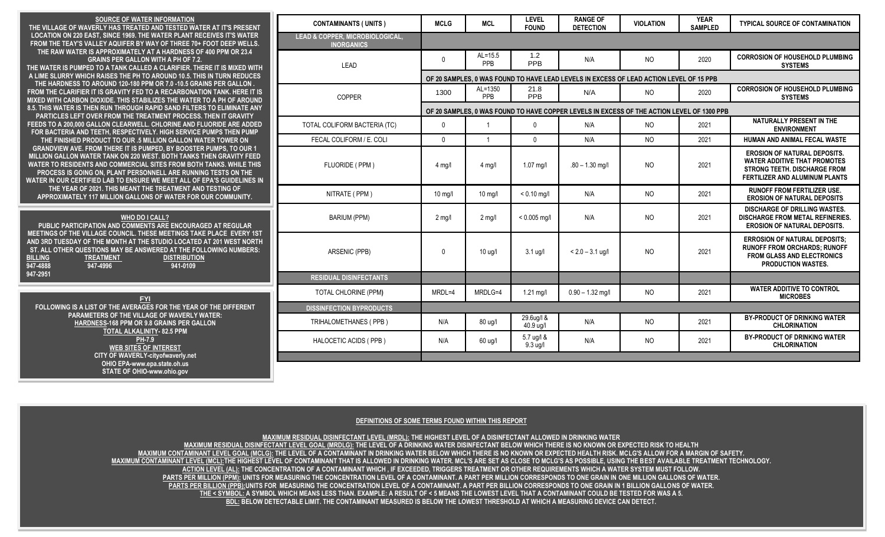## SOURCE OF WATER INFORMATION

THE VILLAGE OF WAVERLY HAS TREATED AND TESTED WATER AT IT'S PRESENT LOCATION ON 220 EAST, SINCE 1969. THE WATER PLANT RECEIVES IT'S WATER FROM THE TEAY'S VALLEY AQUIFER BY WAY OF THREE 70+ FOOT DEEP WELLS. THE RAW WATER IS APPROXIMATELY AT A HARDNESS OF 400 PPM OR 23.4 GRAINS PER GALLON WITH A PH OF 7.2.

THE WATER IS PUMPED TO A TANK CALLED A CLARIFIER. THERE IT IS MIXED WITH A LIME SLURRY WHICH RAISES THE PH TO AROUND 10.5. THIS IN TURN REDUCES THE HARDNESS TO AROUND 120-180 PPM OR 7.0 -10.5 GRAINS PER GALLON . FROM THE CLARIFIER IT IS GRAVITY FED TO A RECARBONATION TANK. HERE IT IS MIXED WITH CARBON DIOXIDE. THIS STABILIZES THE WATER TO A PH OF AROUND 8.5. THIS WATER IS THEN RUN THROUGH RAPID SAND FILTERS TO ELIMINATE ANY PARTICLES LEFT OVER FROM THE TREATMENT PROCESS. THEN IT GRAVITY FEEDS TO A 200,000 GALLON CLEARWELL. CHLORINE AND FLUORIDE ARE ADDED FOR BACTERIA AND TEETH, RESPECTIVELY. HIGH SERVICE PUMPS THEN PUMP THE FINISHED PRODUCT TO OUR .5 MILLION GALLON WATER TOWER ON GRANDVIEW AVE. FROM THERE IT IS PUMPED, BY BOOSTER PUMPS, TO OUR 1 MILLION GALLON WATER TANK ON 220 WEST. BOTH TANKS THEN GRAVITY FEED WATER TO RESIDENTS AND COMMERCIAL SITES FROM BOTH TANKS. WHILE THIS PROCESS IS GOING ON, PLANT PERSONNELL ARE RUNNING TESTS ON THE WATER IN OUR CERTIFIED LAB TO ENSURE WE MEET ALL OF EPA'S GUIDELINES IN THE YEAR OF 2021. THIS MEANT THE TREATMENT AND TESTING OF APPROXIMATELY 117 MILLION GALLONS OF WATER FOR OUR COMMUNITY.

## WHO DO I CALL?

PUBLIC PARTICIPATION AND COMMENTS ARE ENCOURAGED AT REGULAR MEETINGS OF THE VILLAGE COUNCIL. THESE MEETINGS TAKE PLACE EVERY 1ST AND 3RD TUESDAY OF THE MONTH AT THE STUDIO LOCATED AT 201 WEST NORTH ST. ALL OTHER QUESTIONS MAY BE ANSWERED AT THE FOLLOWING NUMBERS:

| BILLING | TREATMENT | DISTRIBUTION |
|---|---|---|
| 947-4888 | 947-4996 | 941-0109 |
| 947-2951 | | |

## FYI

FOLLOWING IS A LIST OF THE AVERAGES FOR THE YEAR OF THE DIFFERENT PARAMETERS OF THE VILLAGE OF WAVERLY WATER:

HARDNESS-168 PPM OR 9.8 GRAINS PER GALLON

TOTAL ALKALINITY- 82.5 PPM

PH-7.9

WEB SITES OF INTEREST

CITY OF WAVERLY-cityofwaverly.net

OHIO EPA-www.epa.state.oh.us

STATE OF OHIO-www.ohio.gov

| CONTAMINANTS ( UNITS ) | MCLG | MCL | LEVEL FOUND | RANGE OF DETECTION | VIOLATION | YEAR SAMPLED | TYPICAL SOURCE OF CONTAMINATION |
|---|---|---|---|---|---|---|---|
| **LEAD & COPPER, MICROBIOLOGICAL, INORGANICS** | | | | | | | |
| LEAD | 0 | AL=15.5 PPB | 1.2 PPB | N/A | NO | 2020 | CORROSION OF HOUSEHOLD PLUMBING SYSTEMS |
| | OF 20 SAMPLES, 0 WAS FOUND TO HAVE LEAD LEVELS IN EXCESS OF LEAD ACTION LEVEL OF 15 PPB | | | | | | |
| COPPER | 1300 | AL=1350 PPB | 21.8 PPB | N/A | NO | 2020 | CORROSION OF HOUSEHOLD PLUMBING SYSTEMS |
| | OF 20 SAMPLES, 0 WAS FOUND TO HAVE COPPER LEVELS IN EXCESS OF THE ACTION LEVEL OF 1300 PPB | | | | | | |
| TOTAL COLIFORM BACTERIA (TC) | 0 | 1 | 0 | N/A | NO | 2021 | NATURALLY PRESENT IN THE ENVIRONMENT |
| FECAL COLIFORM / E. COLI | 0 | 1 | 0 | N/A | NO | 2021 | HUMAN AND ANIMAL FECAL WASTE |
| FLUORIDE ( PPM ) | 4 mg/l | 4 mg/l | 1.07 mg/l | .80 – 1.30 mg/l | NO | 2021 | EROSION OF NATURAL DEPOSITS. WATER ADDITIVE THAT PROMOTES STRONG TEETH. DISCHARGE FROM FERTILIZER AND ALUMINUM PLANTS |
| NITRATE ( PPM ) | 10 mg/l | 10 mg/l | < 0.10 mg/l | N/A | NO | 2021 | RUNOFF FROM FERTILIZER USE. EROSION OF NATURAL DEPOSITS |
| BARIUM (PPM) | 2 mg/l | 2 mg/l | < 0.005 mg/l | N/A | NO | 2021 | DISCHARGE OF DRILLING WASTES. DISCHARGE FROM METAL REFINERIES. EROSION OF NATURAL DEPOSITS. |
| ARSENIC (PPB) | 0 | 10 ug/l | 3.1 ug/l | < 2.0 – 3.1 ug/l | NO | 2021 | ERROSION OF NATURAL DEPOSITS; RUNOFF FROM ORCHARDS; RUNOFF FROM GLASS AND ELECTRONICS PRODUCTION WASTES. |
| **RESIDUAL DISINFECTANTS** | | | | | | | |
| TOTAL CHLORINE (PPM) | MRDL=4 | MRDLG=4 | 1.21 mg/l | 0.90 – 1.32 mg/l | NO | 2021 | WATER ADDITIVE TO CONTROL MICROBES |
| **DISSINFECTION BYPRODUCTS** | | | | | | | |
| TRIHALOMETHANES ( PPB ) | N/A | 80 ug/l | 29.6ug/l & 40.9 ug/l | N/A | NO | 2021 | BY-PRODUCT OF DRINKING WATER CHLORINATION |
| HALOCETIC ACIDS ( PPB ) | N/A | 60 ug/l | 5.7 ug/l & 9.3 ug/l | N/A | NO | 2021 | BY-PRODUCT OF DRINKING WATER CHLORINATION |

## DEFINITIONS OF SOME TERMS FOUND WITHIN THIS REPORT

MAXIMUM RESIDUAL DISINFECTANT LEVEL (MRDL): THE HIGHEST LEVEL OF A DISINFECTANT ALLOWED IN DRINKING WATER

MAXIMUM RESIDUAL DISINFECTANT LEVEL GOAL (MRDLG): THE LEVEL OF A DRINKING WATER DISINFECTANT BELOW WHICH THERE IS NO KNOWN OR EXPECTED RISK TO HEALTH

MAXIMUM CONTAMINANT LEVEL GOAL (MCLG): THE LEVEL OF A CONTAMINANT IN DRINKING WATER BELOW WHICH THERE IS NO KNOWN OR EXPECTED HEALTH RISK. MCLG'S ALLOW FOR A MARGIN OF SAFETY.

MAXIMUM CONTAMINANT LEVEL (MCL):THE HIGHEST LEVEL OF CONTAMINANT THAT IS ALLOWED IN DRINKING WATER. MCL'S ARE SET AS CLOSE TO MCLG'S AS POSSIBLE, USING THE BEST AVAILABLE TREATMENT TECHNOLOGY.

ACTION LEVEL (AL): THE CONCENTRATION OF A CONTAMINANT WHICH , IF EXCEEDED, TRIGGERS TREATMENT OR OTHER REQUIREMENTS WHICH A WATER SYSTEM MUST FOLLOW.

PARTS PER MILLION (PPM): UNITS FOR MEASURING THE CONCENTRATION LEVEL OF A CONTAMINANT. A PART PER MILLION CORRESPONDS TO ONE GRAIN IN ONE MILLION GALLONS OF WATER.

PARTS PER BILLION (PPB):UNITS FOR MEASURING THE CONCENTRATION LEVEL OF A CONTAMINANT. A PART PER BILLION CORRESPONDS TO ONE GRAIN IN 1 BILLION GALLONS OF WATER.

THE < SYMBOL: A SYMBOL WHICH MEANS LESS THAN. EXAMPLE: A RESULT OF < 5 MEANS THE LOWEST LEVEL THAT A CONTAMINANT COULD BE TESTED FOR WAS A 5.

BDL: BELOW DETECTABLE LIMIT. THE CONTAMINANT MEASURED IS BELOW THE LOWEST THRESHOLD AT WHICH A MEASURING DEVICE CAN DETECT.